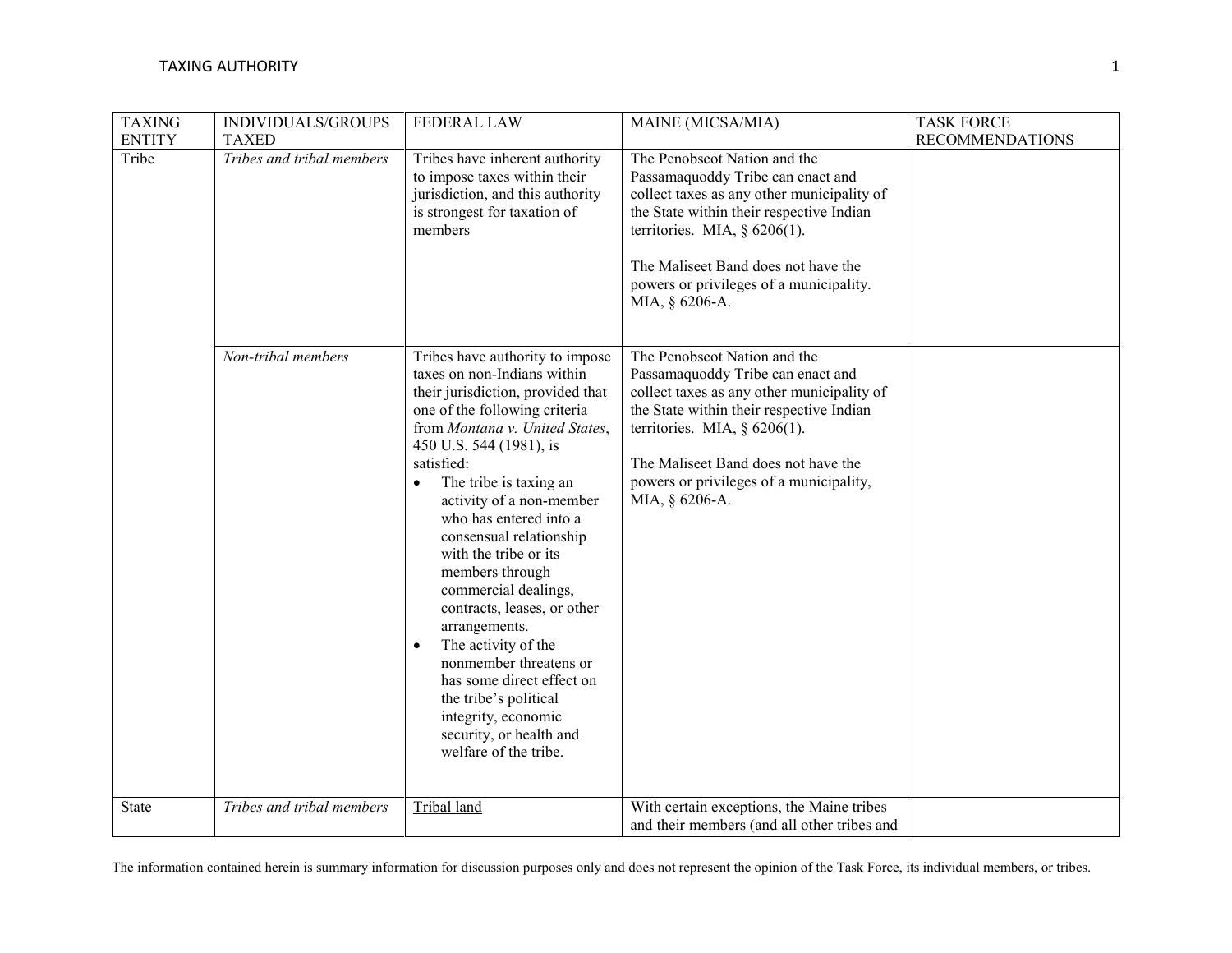| TAXING ENTITY | INDIVIDUALS/GROUPS TAXED | FEDERAL LAW | MAINE (MICSA/MIA) | TASK FORCE RECOMMENDATIONS |
|---|---|---|---|---|
| Tribe | *Tribes and tribal members* | Tribes have inherent authority to impose taxes within their jurisdiction, and this authority is strongest for taxation of members | The Penobscot Nation and the Passamaquoddy Tribe can enact and collect taxes as any other municipality of the State within their respective Indian territories. MIA, § 6206(1).<br><br>The Maliseet Band does not have the powers or privileges of a municipality. MIA, § 6206-A. | |
| | *Non-tribal members* | Tribes have authority to impose taxes on non-Indians within their jurisdiction, provided that one of the following criteria from *Montana v. United States*, 450 U.S. 544 (1981), is satisfied:<br>• The tribe is taxing an activity of a non-member who has entered into a consensual relationship with the tribe or its members through commercial dealings, contracts, leases, or other arrangements.<br>• The activity of the nonmember threatens or has some direct effect on the tribe's political integrity, economic security, or health and welfare of the tribe. | The Penobscot Nation and the Passamaquoddy Tribe can enact and collect taxes as any other municipality of the State within their respective Indian territories. MIA, § 6206(1).<br><br>The Maliseet Band does not have the powers or privileges of a municipality, MIA, § 6206-A. | |
| State | *Tribes and tribal members* | <u>Tribal land</u> | With certain exceptions, the Maine tribes and their members (and all other tribes and | |

The information contained herein is summary information for discussion purposes only and does not represent the opinion of the Task Force, its individual members, or tribes.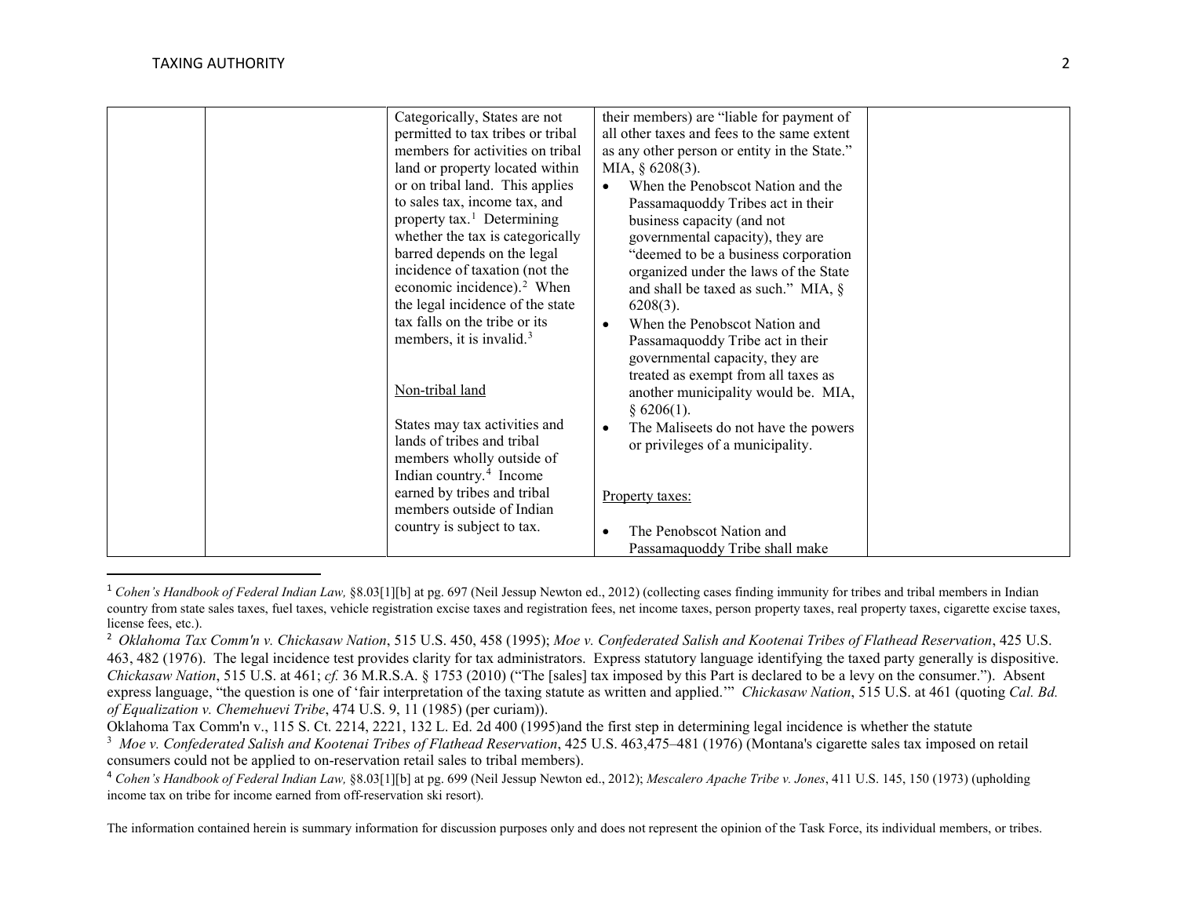| | | | | |
|---|---|---|---|---|
| | | Categorically, States are not permitted to tax tribes or tribal members for activities on tribal land or property located within or on tribal land. This applies to sales tax, income tax, and property tax.[1] Determining whether the tax is categorically barred depends on the legal incidence of taxation (not the economic incidence).[2] When the legal incidence of the state tax falls on the tribe or its members, it is invalid.[3]<br><br><u>Non-tribal land</u><br><br>States may tax activities and lands of tribes and tribal members wholly outside of Indian country.[4] Income earned by tribes and tribal members outside of Indian country is subject to tax. | their members) are "liable for payment of all other taxes and fees to the same extent as any other person or entity in the State." MIA, § 6208(3).<br>• When the Penobscot Nation and the Passamaquoddy Tribes act in their business capacity (and not governmental capacity), they are "deemed to be a business corporation organized under the laws of the State and shall be taxed as such." MIA, § 6208(3).<br>• When the Penobscot Nation and Passamaquoddy Tribe act in their governmental capacity, they are treated as exempt from all taxes as another municipality would be. MIA, § 6206(1).<br>• The Maliseets do not have the powers or privileges of a municipality.<br><br><u>Property taxes:</u><br><br>• The Penobscot Nation and Passamaquoddy Tribe shall make | |

[1] *Cohen's Handbook of Federal Indian Law,* §8.03[1][b] at pg. 697 (Neil Jessup Newton ed., 2012) (collecting cases finding immunity for tribes and tribal members in Indian country from state sales taxes, fuel taxes, vehicle registration excise taxes and registration fees, net income taxes, person property taxes, real property taxes, cigarette excise taxes, license fees, etc.).

[2] *Oklahoma Tax Comm'n v. Chickasaw Nation*, 515 U.S. 450, 458 (1995); *Moe v. Confederated Salish and Kootenai Tribes of Flathead Reservation*, 425 U.S. 463, 482 (1976). The legal incidence test provides clarity for tax administrators. Express statutory language identifying the taxed party generally is dispositive. *Chickasaw Nation*, 515 U.S. at 461; *cf.* 36 M.R.S.A. § 1753 (2010) ("The [sales] tax imposed by this Part is declared to be a levy on the consumer."). Absent express language, "the question is one of 'fair interpretation of the taxing statute as written and applied.'" *Chickasaw Nation*, 515 U.S. at 461 (quoting *Cal. Bd. of Equalization v. Chemehuevi Tribe*, 474 U.S. 9, 11 (1985) (per curiam)).

Oklahoma Tax Comm'n v., 115 S. Ct. 2214, 2221, 132 L. Ed. 2d 400 (1995)and the first step in determining legal incidence is whether the statute

[3] *Moe v. Confederated Salish and Kootenai Tribes of Flathead Reservation*, 425 U.S. 463,475–481 (1976) (Montana's cigarette sales tax imposed on retail consumers could not be applied to on-reservation retail sales to tribal members).

[4] *Cohen's Handbook of Federal Indian Law,* §8.03[1][b] at pg. 699 (Neil Jessup Newton ed., 2012); *Mescalero Apache Tribe v. Jones*, 411 U.S. 145, 150 (1973) (upholding income tax on tribe for income earned from off-reservation ski resort).

The information contained herein is summary information for discussion purposes only and does not represent the opinion of the Task Force, its individual members, or tribes.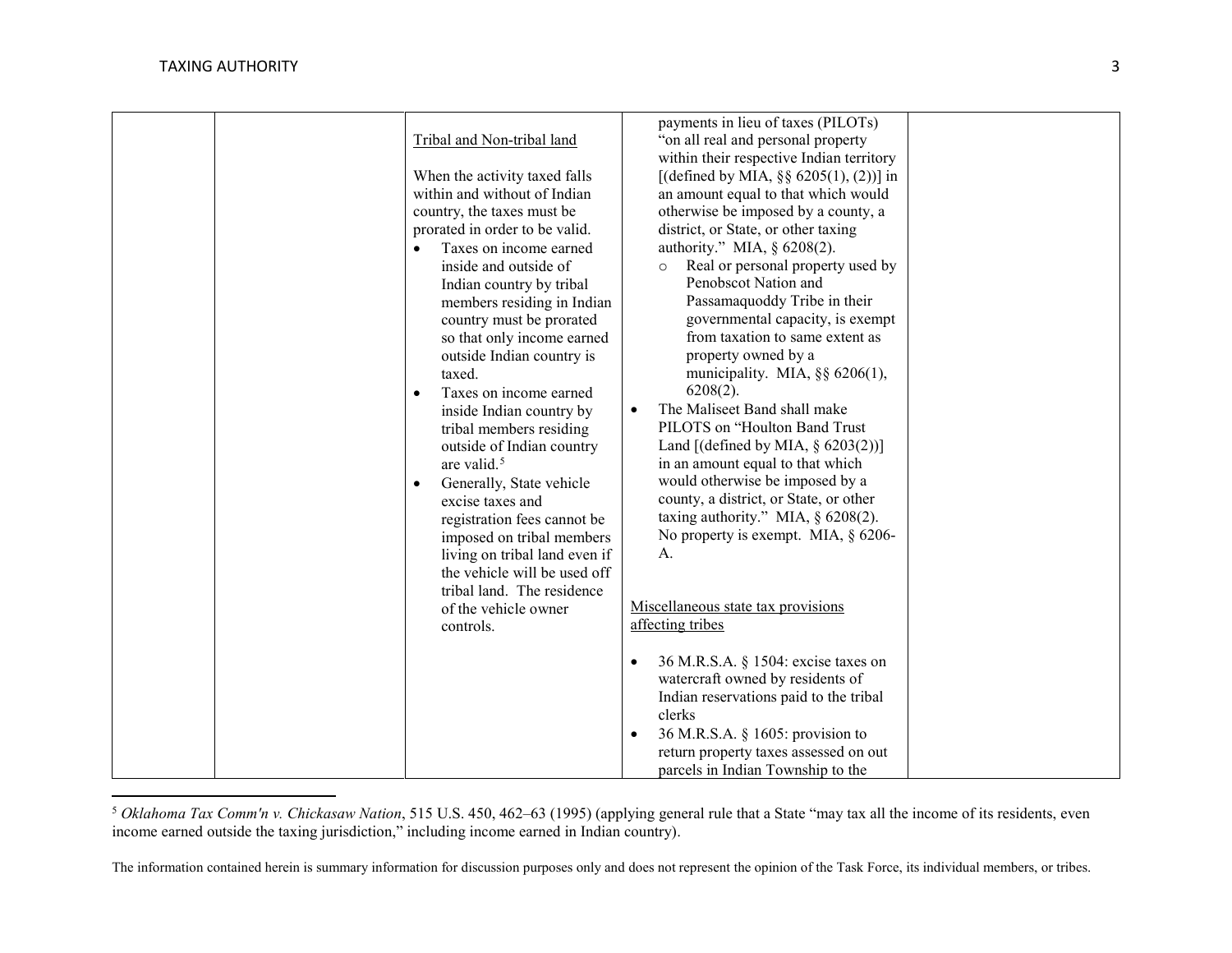| | | | | |
|---|---|---|---|---|
| | | <u>Tribal and Non-tribal land</u><br><br>When the activity taxed falls within and without of Indian country, the taxes must be prorated in order to be valid.<br>• Taxes on income earned inside and outside of Indian country by tribal members residing in Indian country must be prorated so that only income earned outside Indian country is taxed.<br>• Taxes on income earned inside Indian country by tribal members residing outside of Indian country are valid.[5]<br>• Generally, State vehicle excise taxes and registration fees cannot be imposed on tribal members living on tribal land even if the vehicle will be used off tribal land. The residence of the vehicle owner controls. | payments in lieu of taxes (PILOTs) "on all real and personal property within their respective Indian territory [(defined by MIA, §§ 6205(1), (2))] in an amount equal to that which would otherwise be imposed by a county, a district, or State, or other taxing authority." MIA, § 6208(2).<br>○ Real or personal property used by Penobscot Nation and Passamaquoddy Tribe in their governmental capacity, is exempt from taxation to same extent as property owned by a municipality. MIA, §§ 6206(1), 6208(2).<br>• The Maliseet Band shall make PILOTS on "Houlton Band Trust Land [(defined by MIA, § 6203(2))] in an amount equal to that which would otherwise be imposed by a county, a district, or State, or other taxing authority." MIA, § 6208(2). No property is exempt. MIA, § 6206-A.<br><br><u>Miscellaneous state tax provisions affecting tribes</u><br><br>• 36 M.R.S.A. § 1504: excise taxes on watercraft owned by residents of Indian reservations paid to the tribal clerks<br>• 36 M.R.S.A. § 1605: provision to return property taxes assessed on out parcels in Indian Township to the | |

[5] *Oklahoma Tax Comm'n v. Chickasaw Nation*, 515 U.S. 450, 462–63 (1995) (applying general rule that a State "may tax all the income of its residents, even income earned outside the taxing jurisdiction," including income earned in Indian country).

The information contained herein is summary information for discussion purposes only and does not represent the opinion of the Task Force, its individual members, or tribes.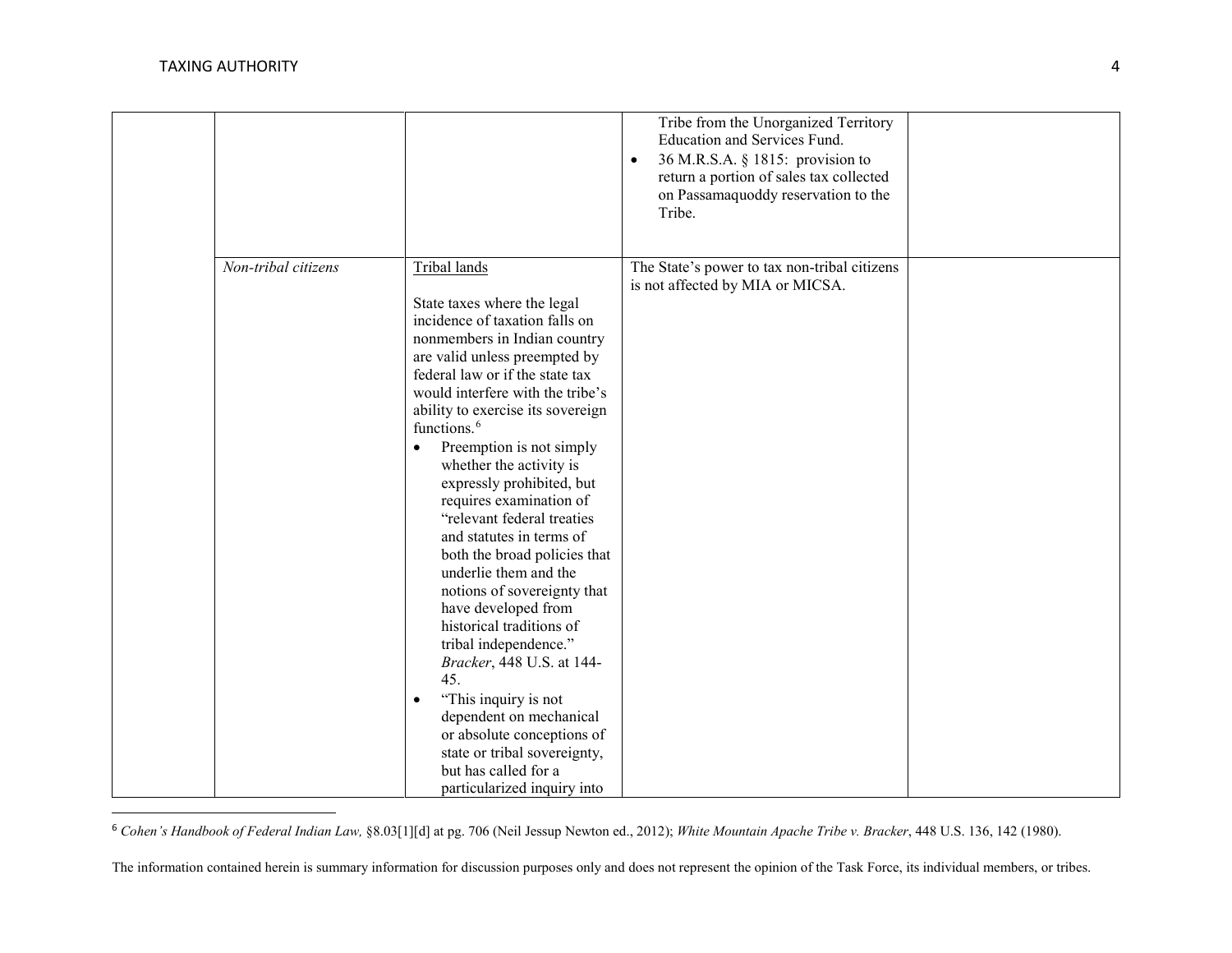| | | | | |
|---|---|---|---|---|
| | | | Tribe from the Unorganized Territory Education and Services Fund.<br>• 36 M.R.S.A. § 1815: provision to return a portion of sales tax collected on Passamaquoddy reservation to the Tribe. | |
| | *Non-tribal citizens* | Tribal lands<br><br>State taxes where the legal incidence of taxation falls on nonmembers in Indian country are valid unless preempted by federal law or if the state tax would interfere with the tribe's ability to exercise its sovereign functions.[6]<br>• Preemption is not simply whether the activity is expressly prohibited, but requires examination of "relevant federal treaties and statutes in terms of both the broad policies that underlie them and the notions of sovereignty that have developed from historical traditions of tribal independence." *Bracker*, 448 U.S. at 144-45.<br>• "This inquiry is not dependent on mechanical or absolute conceptions of state or tribal sovereignty, but has called for a particularized inquiry into | The State's power to tax non-tribal citizens is not affected by MIA or MICSA. | |

[6] *Cohen's Handbook of Federal Indian Law,* §8.03[1][d] at pg. 706 (Neil Jessup Newton ed., 2012); *White Mountain Apache Tribe v. Bracker*, 448 U.S. 136, 142 (1980).

The information contained herein is summary information for discussion purposes only and does not represent the opinion of the Task Force, its individual members, or tribes.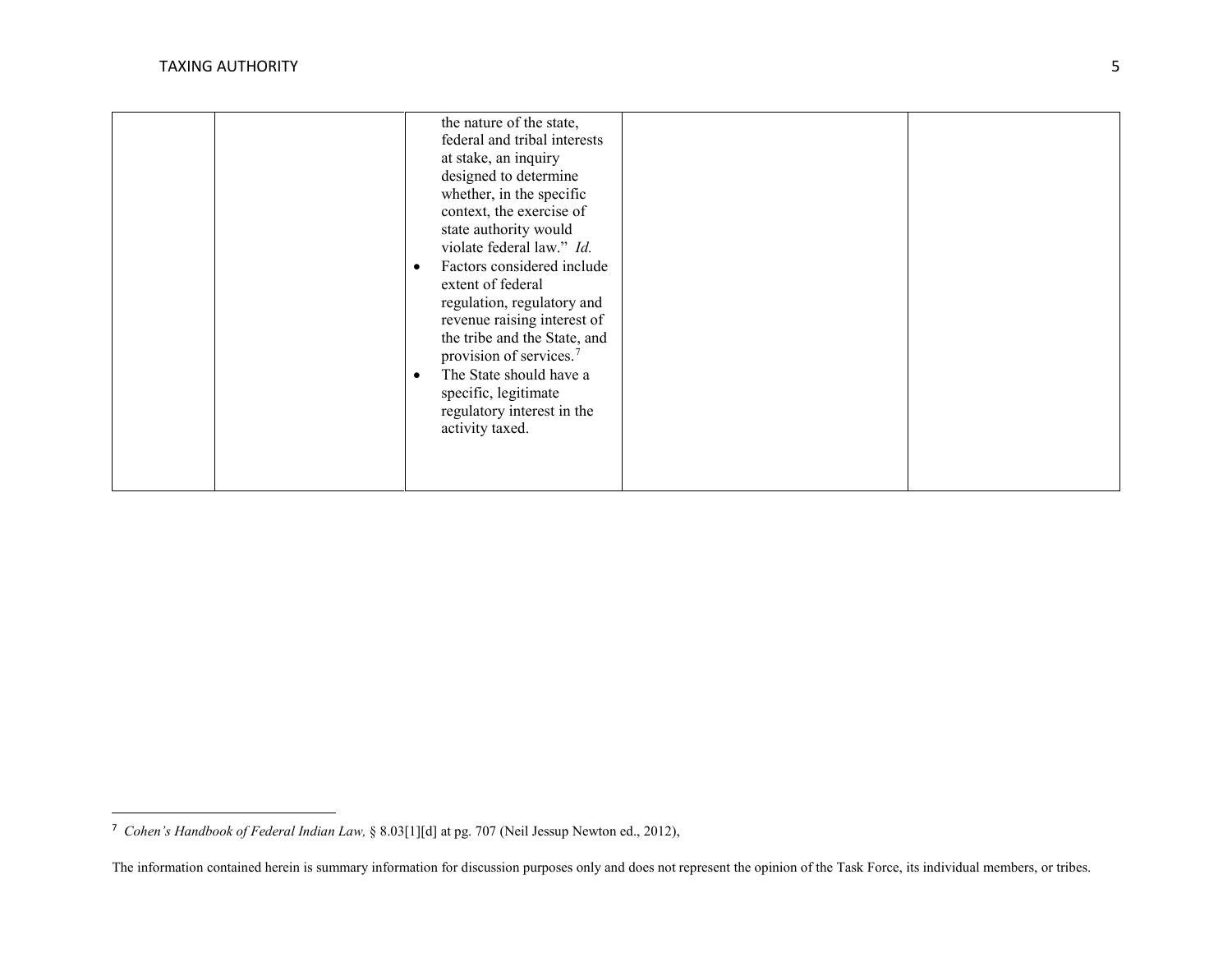| | | | | |
|---|---|---|---|---|
| | | the nature of the state, federal and tribal interests at stake, an inquiry designed to determine whether, in the specific context, the exercise of state authority would violate federal law." *Id.*<br>• Factors considered include extent of federal regulation, regulatory and revenue raising interest of the tribe and the State, and provision of services.[7]<br>• The State should have a specific, legitimate regulatory interest in the activity taxed. | | |

[7] *Cohen's Handbook of Federal Indian Law,* § 8.03[1][d] at pg. 707 (Neil Jessup Newton ed., 2012),

The information contained herein is summary information for discussion purposes only and does not represent the opinion of the Task Force, its individual members, or tribes.